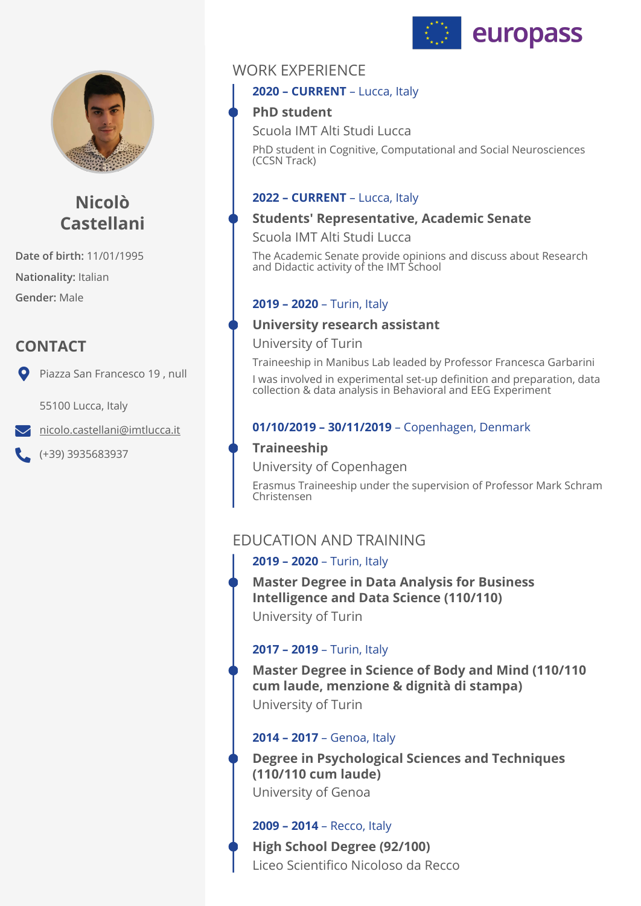europass

# Nicolò Castellani

**Date of birth:** 11/01/1995

**Nationality:** Italian

**Gender:** Male

## CONTACT

Piazza San Francesco 19 , null

55100 Lucca, Italy

nicolo.castellani@imtlucca.it

(+39) 3935683937

## WORK EXPERIENCE

**2020 – CURRENT** – Lucca, Italy

### PhD student

Scuola IMT Alti Studi Lucca

PhD student in Cognitive, Computational and Social Neurosciences (CCSN Track)

**2022 – CURRENT** – Lucca, Italy

### Students' Representative, Academic Senate

Scuola IMT Alti Studi Lucca

The Academic Senate provide opinions and discuss about Research and Didactic activity of the IMT School

**2019 – 2020** – Turin, Italy

### University research assistant

University of Turin

Traineeship in Manibus Lab leaded by Professor Francesca Garbarini

I was involved in experimental set-up definition and preparation, data collection & data analysis in Behavioral and EEG Experiment

**01/10/2019 – 30/11/2019** – Copenhagen, Denmark

### Traineeship

University of Copenhagen

Erasmus Traineeship under the supervision of Professor Mark Schram Christensen

## EDUCATION AND TRAINING

**2019 – 2020** – Turin, Italy

### Master Degree in Data Analysis for Business Intelligence and Data Science (110/110)

University of Turin

**2017 – 2019** – Turin, Italy

### Master Degree in Science of Body and Mind (110/110 cum laude, menzione & dignità di stampa)

University of Turin

**2014 – 2017** – Genoa, Italy

### Degree in Psychological Sciences and Techniques (110/110 cum laude)

University of Genoa

**2009 – 2014** – Recco, Italy

### High School Degree (92/100)

Liceo Scientifico Nicoloso da Recco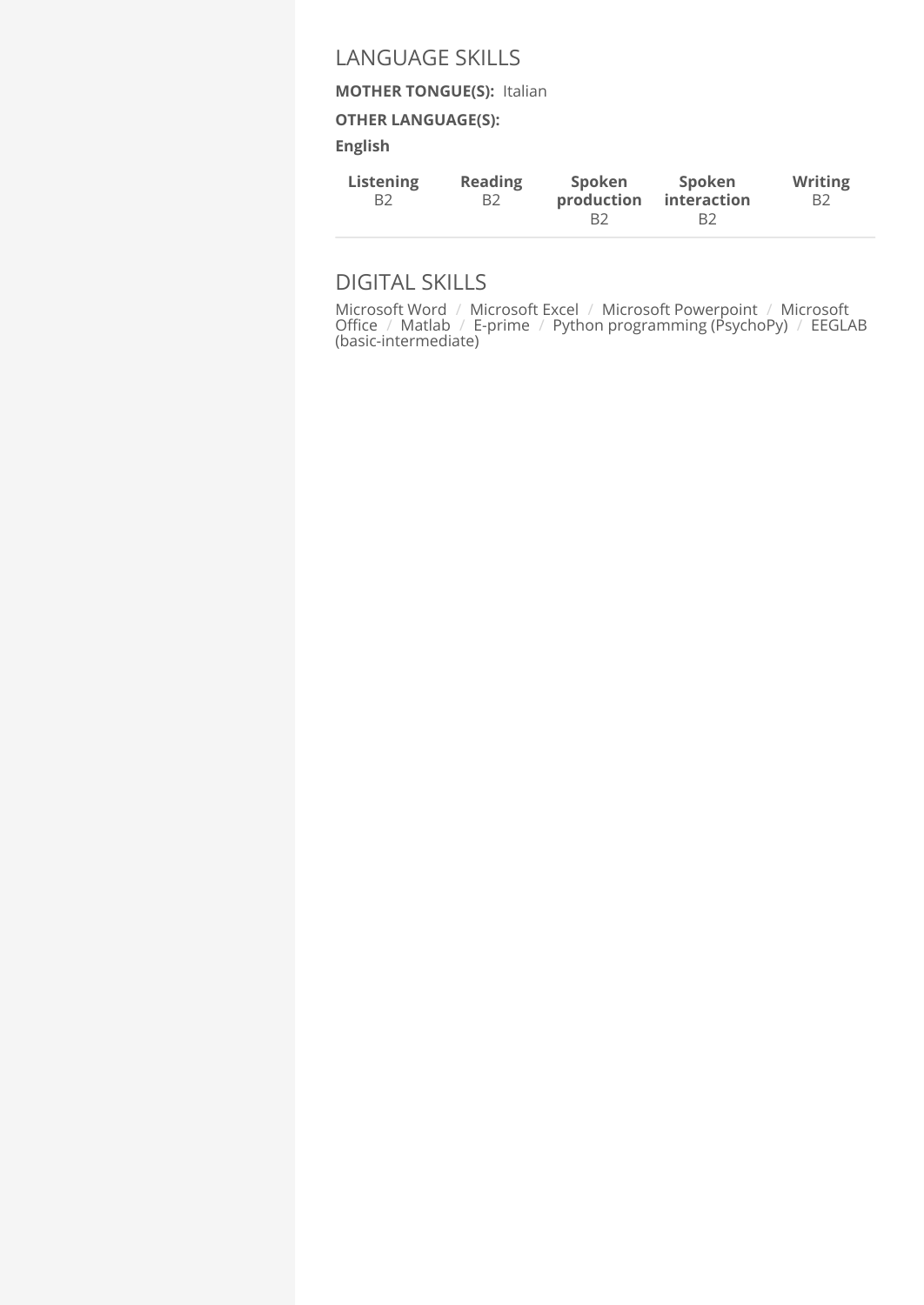## LANGUAGE SKILLS

**MOTHER TONGUE(S):** Italian

**OTHER LANGUAGE(S):**

**English**

| Listening | Reading | Spoken production | Spoken interaction | Writing |
|---|---|---|---|---|
| B2 | B2 | B2 | B2 | B2 |

## DIGITAL SKILLS

Microsoft Word / Microsoft Excel / Microsoft Powerpoint / Microsoft Office / Matlab / E-prime / Python programming (PsychoPy) / EEGLAB (basic-intermediate)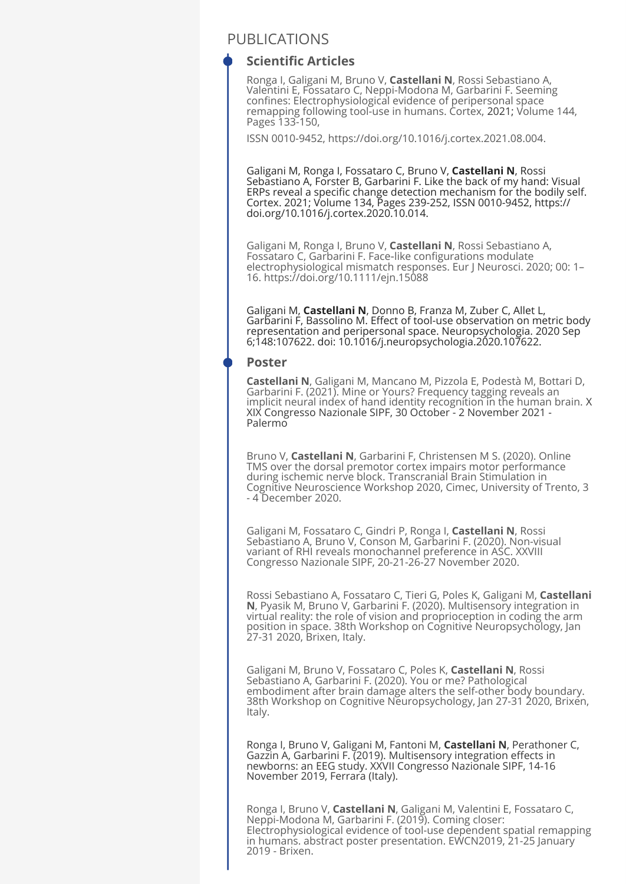# PUBLICATIONS

## Scientific Articles

Ronga I, Galigani M, Bruno V, **Castellani N**, Rossi Sebastiano A, Valentini E, Fossataro C, Neppi-Modona M, Garbarini F. Seeming confines: Electrophysiological evidence of peripersonal space remapping following tool-use in humans. Cortex, 2021; Volume 144, Pages 133-150,

ISSN 0010-9452, https://doi.org/10.1016/j.cortex.2021.08.004.

Galigani M, Ronga I, Fossataro C, Bruno V, **Castellani N**, Rossi Sebastiano A, Forster B, Garbarini F. Like the back of my hand: Visual ERPs reveal a specific change detection mechanism for the bodily self. Cortex. 2021; Volume 134, Pages 239-252, ISSN 0010-9452, https://doi.org/10.1016/j.cortex.2020.10.014.

Galigani M, Ronga I, Bruno V, **Castellani N**, Rossi Sebastiano A, Fossataro C, Garbarini F. Face-like configurations modulate electrophysiological mismatch responses. Eur J Neurosci. 2020; 00: 1–16. https://doi.org/10.1111/ejn.15088

Galigani M, **Castellani N**, Donno B, Franza M, Zuber C, Allet L, Garbarini F, Bassolino M. Effect of tool-use observation on metric body representation and peripersonal space. Neuropsychologia. 2020 Sep 6;148:107622. doi: 10.1016/j.neuropsychologia.2020.107622.

## Poster

**Castellani N**, Galigani M, Mancano M, Pizzola E, Podestà M, Bottari D, Garbarini F. (2021). Mine or Yours? Frequency tagging reveals an implicit neural index of hand identity recognition in the human brain. XXIX Congresso Nazionale SIPF, 30 October - 2 November 2021 - Palermo

Bruno V, **Castellani N**, Garbarini F, Christensen M S. (2020). Online TMS over the dorsal premotor cortex impairs motor performance during ischemic nerve block. Transcranial Brain Stimulation in Cognitive Neuroscience Workshop 2020, Cimec, University of Trento, 3 - 4 December 2020.

Galigani M, Fossataro C, Gindri P, Ronga I, **Castellani N**, Rossi Sebastiano A, Bruno V, Conson M, Garbarini F. (2020). Non-visual variant of RHI reveals monochannel preference in ASC. XXVIII Congresso Nazionale SIPF, 20-21-26-27 November 2020.

Rossi Sebastiano A, Fossataro C, Tieri G, Poles K, Galigani M, **Castellani N**, Pyasik M, Bruno V, Garbarini F. (2020). Multisensory integration in virtual reality: the role of vision and proprioception in coding the arm position in space. 38th Workshop on Cognitive Neuropsychology, Jan 27-31 2020, Brixen, Italy.

Galigani M, Bruno V, Fossataro C, Poles K, **Castellani N**, Rossi Sebastiano A, Garbarini F. (2020). You or me? Pathological embodiment after brain damage alters the self-other body boundary. 38th Workshop on Cognitive Neuropsychology, Jan 27-31 2020, Brixen, Italy.

Ronga I, Bruno V, Galigani M, Fantoni M, **Castellani N**, Perathoner C, Gazzin A, Garbarini F. (2019). Multisensory integration effects in newborns: an EEG study. XXVII Congresso Nazionale SIPF, 14-16 November 2019, Ferrara (Italy).

Ronga I, Bruno V, **Castellani N**, Galigani M, Valentini E, Fossataro C, Neppi-Modona M, Garbarini F. (2019). Coming closer: Electrophysiological evidence of tool-use dependent spatial remapping in humans. abstract poster presentation. EWCN2019, 21-25 January 2019 - Brixen.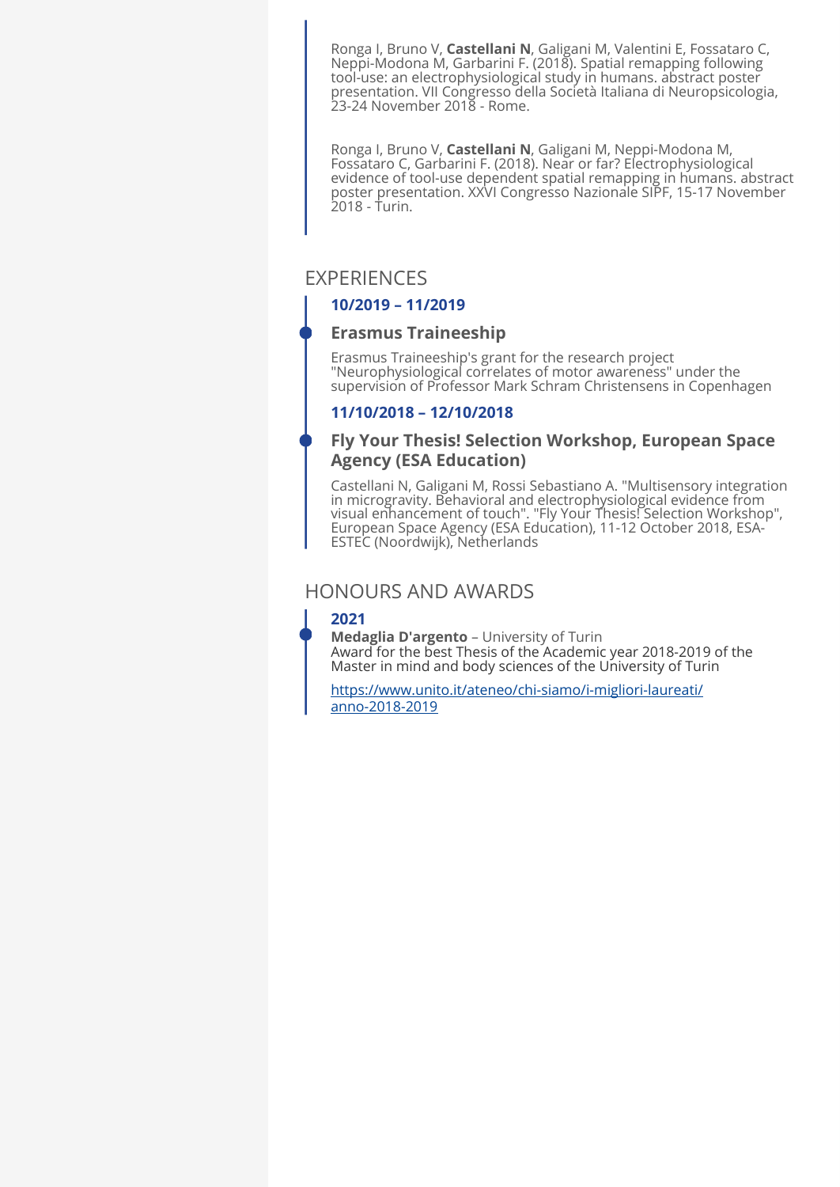Ronga I, Bruno V, **Castellani N**, Galigani M, Valentini E, Fossataro C, Neppi-Modona M, Garbarini F. (2018). Spatial remapping following tool-use: an electrophysiological study in humans. abstract poster presentation. VII Congresso della Società Italiana di Neuropsicologia, 23-24 November 2018 - Rome.

Ronga I, Bruno V, **Castellani N**, Galigani M, Neppi-Modona M, Fossataro C, Garbarini F. (2018). Near or far? Electrophysiological evidence of tool-use dependent spatial remapping in humans. abstract poster presentation. XXVI Congresso Nazionale SIPF, 15-17 November 2018 - Turin.

## EXPERIENCES

**10/2019 – 11/2019**

### Erasmus Traineeship

Erasmus Traineeship's grant for the research project "Neurophysiological correlates of motor awareness" under the supervision of Professor Mark Schram Christensens in Copenhagen

**11/10/2018 – 12/10/2018**

### Fly Your Thesis! Selection Workshop, European Space Agency (ESA Education)

Castellani N, Galigani M, Rossi Sebastiano A. "Multisensory integration in microgravity. Behavioral and electrophysiological evidence from visual enhancement of touch". "Fly Your Thesis! Selection Workshop", European Space Agency (ESA Education), 11-12 October 2018, ESA-ESTEC (Noordwijk), Netherlands

## HONOURS AND AWARDS

**2021**

**Medaglia D'argento** – University of Turin
Award for the best Thesis of the Academic year 2018-2019 of the Master in mind and body sciences of the University of Turin

https://www.unito.it/ateneo/chi-siamo/i-migliori-laureati/anno-2018-2019